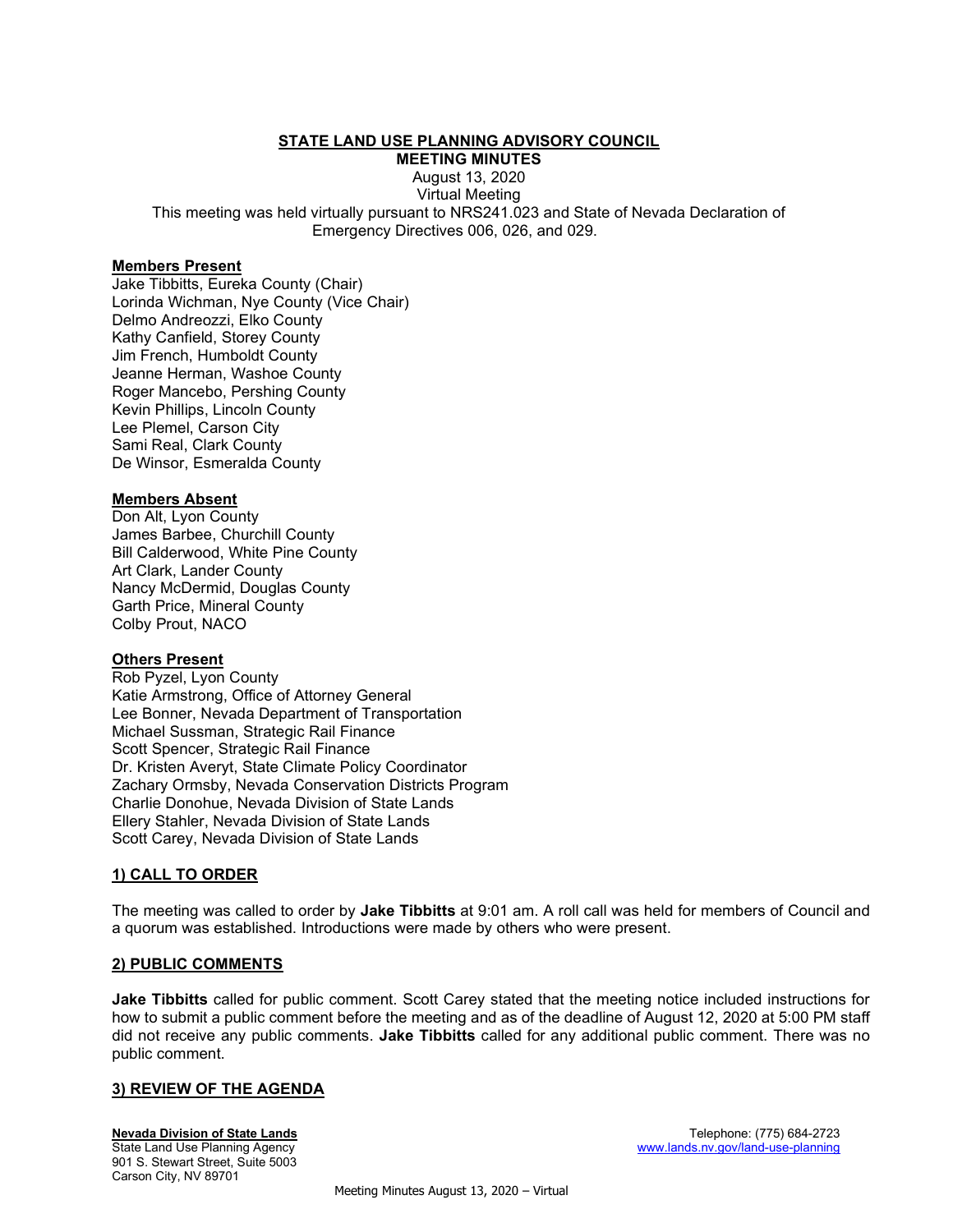# STATE LAND USE PLANNING ADVISORY COUNCIL

**MEETING MINUTES**

August 13, 2020

Virtual Meeting

This meeting was held virtually pursuant to NRS241.023 and State of Nevada Declaration of Emergency Directives 006, 026, and 029.

**Members Present**

Jake Tibbitts, Eureka County (Chair)
Lorinda Wichman, Nye County (Vice Chair)
Delmo Andreozzi, Elko County
Kathy Canfield, Storey County
Jim French, Humboldt County
Jeanne Herman, Washoe County
Roger Mancebo, Pershing County
Kevin Phillips, Lincoln County
Lee Plemel, Carson City
Sami Real, Clark County
De Winsor, Esmeralda County

**Members Absent**

Don Alt, Lyon County
James Barbee, Churchill County
Bill Calderwood, White Pine County
Art Clark, Lander County
Nancy McDermid, Douglas County
Garth Price, Mineral County
Colby Prout, NACO

**Others Present**

Rob Pyzel, Lyon County
Katie Armstrong, Office of Attorney General
Lee Bonner, Nevada Department of Transportation
Michael Sussman, Strategic Rail Finance
Scott Spencer, Strategic Rail Finance
Dr. Kristen Averyt, State Climate Policy Coordinator
Zachary Ormsby, Nevada Conservation Districts Program
Charlie Donohue, Nevada Division of State Lands
Ellery Stahler, Nevada Division of State Lands
Scott Carey, Nevada Division of State Lands

## 1) CALL TO ORDER

The meeting was called to order by **Jake Tibbitts** at 9:01 am. A roll call was held for members of Council and a quorum was established. Introductions were made by others who were present.

## 2) PUBLIC COMMENTS

**Jake Tibbitts** called for public comment. Scott Carey stated that the meeting notice included instructions for how to submit a public comment before the meeting and as of the deadline of August 12, 2020 at 5:00 PM staff did not receive any public comments. **Jake Tibbitts** called for any additional public comment. There was no public comment.

## 3) REVIEW OF THE AGENDA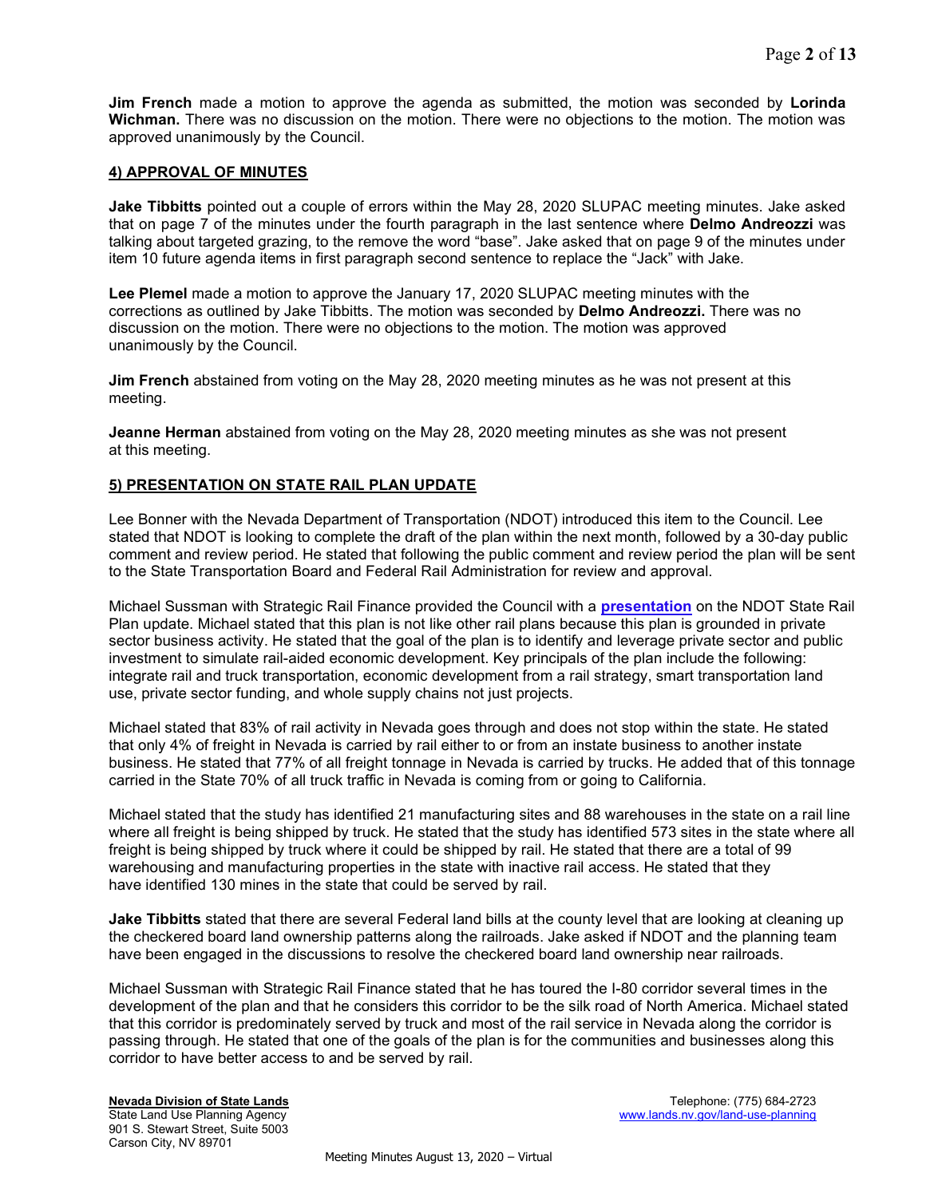**Jim French** made a motion to approve the agenda as submitted, the motion was seconded by **Lorinda Wichman.** There was no discussion on the motion. There were no objections to the motion. The motion was approved unanimously by the Council.

## 4) APPROVAL OF MINUTES

**Jake Tibbitts** pointed out a couple of errors within the May 28, 2020 SLUPAC meeting minutes. Jake asked that on page 7 of the minutes under the fourth paragraph in the last sentence where **Delmo Andreozzi** was talking about targeted grazing, to the remove the word "base". Jake asked that on page 9 of the minutes under item 10 future agenda items in first paragraph second sentence to replace the "Jack" with Jake.

**Lee Plemel** made a motion to approve the January 17, 2020 SLUPAC meeting minutes with the corrections as outlined by Jake Tibbitts. The motion was seconded by **Delmo Andreozzi.** There was no discussion on the motion. There were no objections to the motion. The motion was approved unanimously by the Council.

**Jim French** abstained from voting on the May 28, 2020 meeting minutes as he was not present at this meeting.

**Jeanne Herman** abstained from voting on the May 28, 2020 meeting minutes as she was not present at this meeting.

## 5) PRESENTATION ON STATE RAIL PLAN UPDATE

Lee Bonner with the Nevada Department of Transportation (NDOT) introduced this item to the Council. Lee stated that NDOT is looking to complete the draft of the plan within the next month, followed by a 30-day public comment and review period. He stated that following the public comment and review period the plan will be sent to the State Transportation Board and Federal Rail Administration for review and approval.

Michael Sussman with Strategic Rail Finance provided the Council with a **presentation** on the NDOT State Rail Plan update. Michael stated that this plan is not like other rail plans because this plan is grounded in private sector business activity. He stated that the goal of the plan is to identify and leverage private sector and public investment to simulate rail-aided economic development. Key principals of the plan include the following: integrate rail and truck transportation, economic development from a rail strategy, smart transportation land use, private sector funding, and whole supply chains not just projects.

Michael stated that 83% of rail activity in Nevada goes through and does not stop within the state. He stated that only 4% of freight in Nevada is carried by rail either to or from an instate business to another instate business. He stated that 77% of all freight tonnage in Nevada is carried by trucks. He added that of this tonnage carried in the State 70% of all truck traffic in Nevada is coming from or going to California.

Michael stated that the study has identified 21 manufacturing sites and 88 warehouses in the state on a rail line where all freight is being shipped by truck. He stated that the study has identified 573 sites in the state where all freight is being shipped by truck where it could be shipped by rail. He stated that there are a total of 99 warehousing and manufacturing properties in the state with inactive rail access. He stated that they have identified 130 mines in the state that could be served by rail.

**Jake Tibbitts** stated that there are several Federal land bills at the county level that are looking at cleaning up the checkered board land ownership patterns along the railroads. Jake asked if NDOT and the planning team have been engaged in the discussions to resolve the checkered board land ownership near railroads.

Michael Sussman with Strategic Rail Finance stated that he has toured the I-80 corridor several times in the development of the plan and that he considers this corridor to be the silk road of North America. Michael stated that this corridor is predominately served by truck and most of the rail service in Nevada along the corridor is passing through. He stated that one of the goals of the plan is for the communities and businesses along this corridor to have better access to and be served by rail.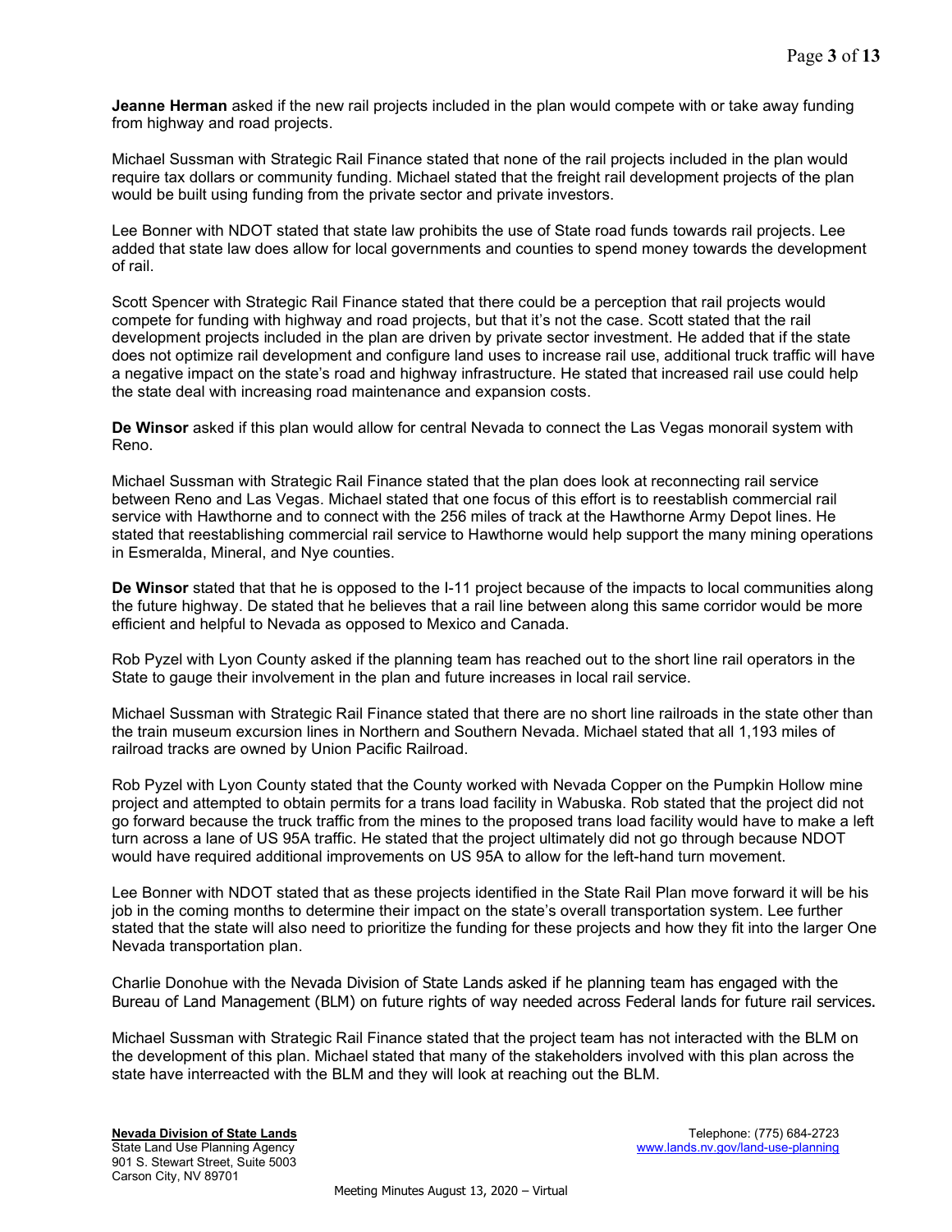**Jeanne Herman** asked if the new rail projects included in the plan would compete with or take away funding from highway and road projects.

Michael Sussman with Strategic Rail Finance stated that none of the rail projects included in the plan would require tax dollars or community funding. Michael stated that the freight rail development projects of the plan would be built using funding from the private sector and private investors.

Lee Bonner with NDOT stated that state law prohibits the use of State road funds towards rail projects. Lee added that state law does allow for local governments and counties to spend money towards the development of rail.

Scott Spencer with Strategic Rail Finance stated that there could be a perception that rail projects would compete for funding with highway and road projects, but that it's not the case. Scott stated that the rail development projects included in the plan are driven by private sector investment. He added that if the state does not optimize rail development and configure land uses to increase rail use, additional truck traffic will have a negative impact on the state's road and highway infrastructure. He stated that increased rail use could help the state deal with increasing road maintenance and expansion costs.

**De Winsor** asked if this plan would allow for central Nevada to connect the Las Vegas monorail system with Reno.

Michael Sussman with Strategic Rail Finance stated that the plan does look at reconnecting rail service between Reno and Las Vegas. Michael stated that one focus of this effort is to reestablish commercial rail service with Hawthorne and to connect with the 256 miles of track at the Hawthorne Army Depot lines. He stated that reestablishing commercial rail service to Hawthorne would help support the many mining operations in Esmeralda, Mineral, and Nye counties.

**De Winsor** stated that that he is opposed to the I-11 project because of the impacts to local communities along the future highway. De stated that he believes that a rail line between along this same corridor would be more efficient and helpful to Nevada as opposed to Mexico and Canada.

Rob Pyzel with Lyon County asked if the planning team has reached out to the short line rail operators in the State to gauge their involvement in the plan and future increases in local rail service.

Michael Sussman with Strategic Rail Finance stated that there are no short line railroads in the state other than the train museum excursion lines in Northern and Southern Nevada. Michael stated that all 1,193 miles of railroad tracks are owned by Union Pacific Railroad.

Rob Pyzel with Lyon County stated that the County worked with Nevada Copper on the Pumpkin Hollow mine project and attempted to obtain permits for a trans load facility in Wabuska. Rob stated that the project did not go forward because the truck traffic from the mines to the proposed trans load facility would have to make a left turn across a lane of US 95A traffic. He stated that the project ultimately did not go through because NDOT would have required additional improvements on US 95A to allow for the left-hand turn movement.

Lee Bonner with NDOT stated that as these projects identified in the State Rail Plan move forward it will be his job in the coming months to determine their impact on the state's overall transportation system. Lee further stated that the state will also need to prioritize the funding for these projects and how they fit into the larger One Nevada transportation plan.

Charlie Donohue with the Nevada Division of State Lands asked if he planning team has engaged with the Bureau of Land Management (BLM) on future rights of way needed across Federal lands for future rail services.

Michael Sussman with Strategic Rail Finance stated that the project team has not interacted with the BLM on the development of this plan. Michael stated that many of the stakeholders involved with this plan across the state have interreacted with the BLM and they will look at reaching out the BLM.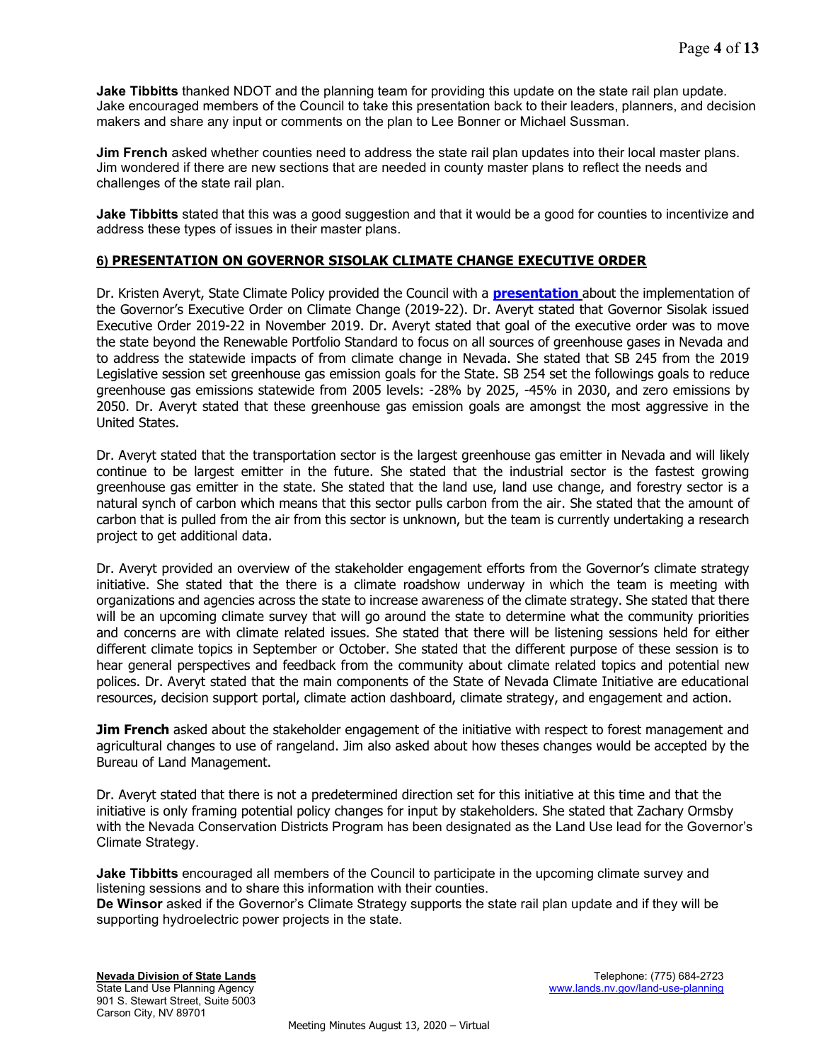**Jake Tibbitts** thanked NDOT and the planning team for providing this update on the state rail plan update. Jake encouraged members of the Council to take this presentation back to their leaders, planners, and decision makers and share any input or comments on the plan to Lee Bonner or Michael Sussman.

**Jim French** asked whether counties need to address the state rail plan updates into their local master plans. Jim wondered if there are new sections that are needed in county master plans to reflect the needs and challenges of the state rail plan.

**Jake Tibbitts** stated that this was a good suggestion and that it would be a good for counties to incentivize and address these types of issues in their master plans.

## 6) PRESENTATION ON GOVERNOR SISOLAK CLIMATE CHANGE EXECUTIVE ORDER

Dr. Kristen Averyt, State Climate Policy provided the Council with a **presentation** about the implementation of the Governor's Executive Order on Climate Change (2019-22). Dr. Averyt stated that Governor Sisolak issued Executive Order 2019-22 in November 2019. Dr. Averyt stated that goal of the executive order was to move the state beyond the Renewable Portfolio Standard to focus on all sources of greenhouse gases in Nevada and to address the statewide impacts of from climate change in Nevada. She stated that SB 245 from the 2019 Legislative session set greenhouse gas emission goals for the State. SB 254 set the followings goals to reduce greenhouse gas emissions statewide from 2005 levels: -28% by 2025, -45% in 2030, and zero emissions by 2050. Dr. Averyt stated that these greenhouse gas emission goals are amongst the most aggressive in the United States.

Dr. Averyt stated that the transportation sector is the largest greenhouse gas emitter in Nevada and will likely continue to be largest emitter in the future. She stated that the industrial sector is the fastest growing greenhouse gas emitter in the state. She stated that the land use, land use change, and forestry sector is a natural synch of carbon which means that this sector pulls carbon from the air. She stated that the amount of carbon that is pulled from the air from this sector is unknown, but the team is currently undertaking a research project to get additional data.

Dr. Averyt provided an overview of the stakeholder engagement efforts from the Governor's climate strategy initiative. She stated that the there is a climate roadshow underway in which the team is meeting with organizations and agencies across the state to increase awareness of the climate strategy. She stated that there will be an upcoming climate survey that will go around the state to determine what the community priorities and concerns are with climate related issues. She stated that there will be listening sessions held for either different climate topics in September or October. She stated that the different purpose of these session is to hear general perspectives and feedback from the community about climate related topics and potential new polices. Dr. Averyt stated that the main components of the State of Nevada Climate Initiative are educational resources, decision support portal, climate action dashboard, climate strategy, and engagement and action.

**Jim French** asked about the stakeholder engagement of the initiative with respect to forest management and agricultural changes to use of rangeland. Jim also asked about how theses changes would be accepted by the Bureau of Land Management.

Dr. Averyt stated that there is not a predetermined direction set for this initiative at this time and that the initiative is only framing potential policy changes for input by stakeholders. She stated that Zachary Ormsby with the Nevada Conservation Districts Program has been designated as the Land Use lead for the Governor's Climate Strategy.

**Jake Tibbitts** encouraged all members of the Council to participate in the upcoming climate survey and listening sessions and to share this information with their counties.

**De Winsor** asked if the Governor's Climate Strategy supports the state rail plan update and if they will be supporting hydroelectric power projects in the state.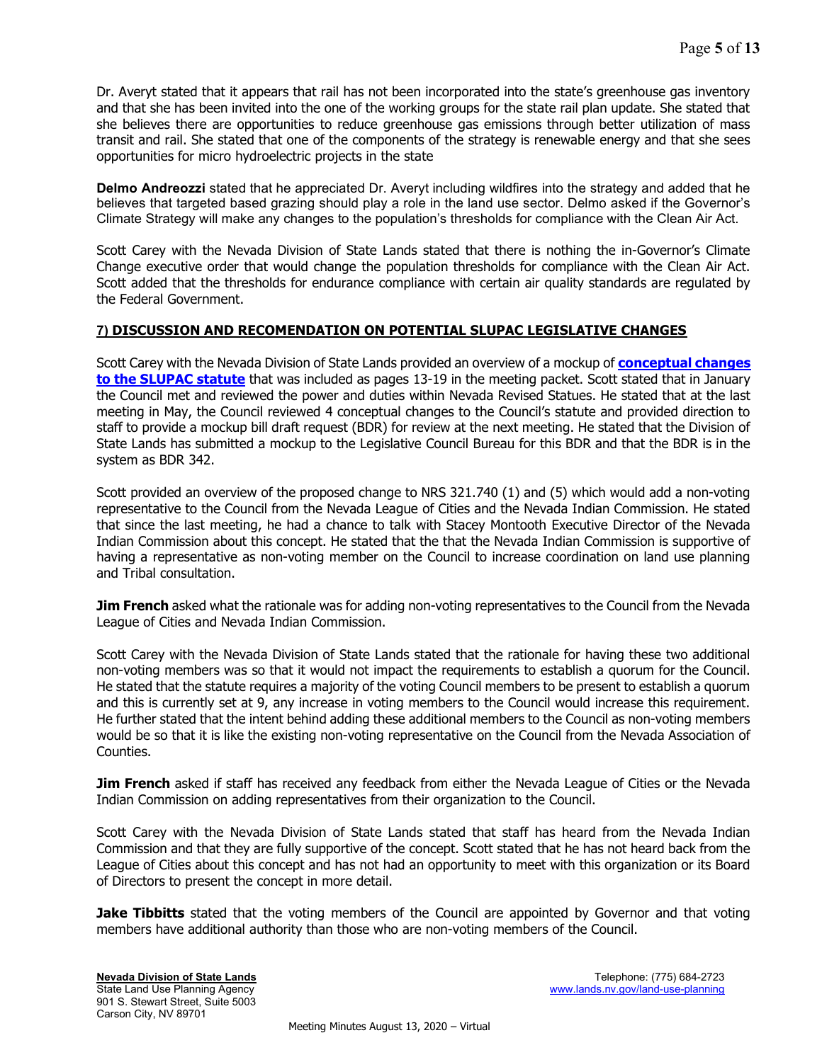Dr. Averyt stated that it appears that rail has not been incorporated into the state's greenhouse gas inventory and that she has been invited into the one of the working groups for the state rail plan update. She stated that she believes there are opportunities to reduce greenhouse gas emissions through better utilization of mass transit and rail. She stated that one of the components of the strategy is renewable energy and that she sees opportunities for micro hydroelectric projects in the state

**Delmo Andreozzi** stated that he appreciated Dr. Averyt including wildfires into the strategy and added that he believes that targeted based grazing should play a role in the land use sector. Delmo asked if the Governor's Climate Strategy will make any changes to the population's thresholds for compliance with the Clean Air Act.

Scott Carey with the Nevada Division of State Lands stated that there is nothing the in-Governor's Climate Change executive order that would change the population thresholds for compliance with the Clean Air Act. Scott added that the thresholds for endurance compliance with certain air quality standards are regulated by the Federal Government.

## 7) DISCUSSION AND RECOMENDATION ON POTENTIAL SLUPAC LEGISLATIVE CHANGES

Scott Carey with the Nevada Division of State Lands provided an overview of a mockup of **conceptual changes to the SLUPAC statute** that was included as pages 13-19 in the meeting packet. Scott stated that in January the Council met and reviewed the power and duties within Nevada Revised Statues. He stated that at the last meeting in May, the Council reviewed 4 conceptual changes to the Council's statute and provided direction to staff to provide a mockup bill draft request (BDR) for review at the next meeting. He stated that the Division of State Lands has submitted a mockup to the Legislative Council Bureau for this BDR and that the BDR is in the system as BDR 342.

Scott provided an overview of the proposed change to NRS 321.740 (1) and (5) which would add a non-voting representative to the Council from the Nevada League of Cities and the Nevada Indian Commission. He stated that since the last meeting, he had a chance to talk with Stacey Montooth Executive Director of the Nevada Indian Commission about this concept. He stated that the that the Nevada Indian Commission is supportive of having a representative as non-voting member on the Council to increase coordination on land use planning and Tribal consultation.

**Jim French** asked what the rationale was for adding non-voting representatives to the Council from the Nevada League of Cities and Nevada Indian Commission.

Scott Carey with the Nevada Division of State Lands stated that the rationale for having these two additional non-voting members was so that it would not impact the requirements to establish a quorum for the Council. He stated that the statute requires a majority of the voting Council members to be present to establish a quorum and this is currently set at 9, any increase in voting members to the Council would increase this requirement. He further stated that the intent behind adding these additional members to the Council as non-voting members would be so that it is like the existing non-voting representative on the Council from the Nevada Association of Counties.

**Jim French** asked if staff has received any feedback from either the Nevada League of Cities or the Nevada Indian Commission on adding representatives from their organization to the Council.

Scott Carey with the Nevada Division of State Lands stated that staff has heard from the Nevada Indian Commission and that they are fully supportive of the concept. Scott stated that he has not heard back from the League of Cities about this concept and has not had an opportunity to meet with this organization or its Board of Directors to present the concept in more detail.

**Jake Tibbitts** stated that the voting members of the Council are appointed by Governor and that voting members have additional authority than those who are non-voting members of the Council.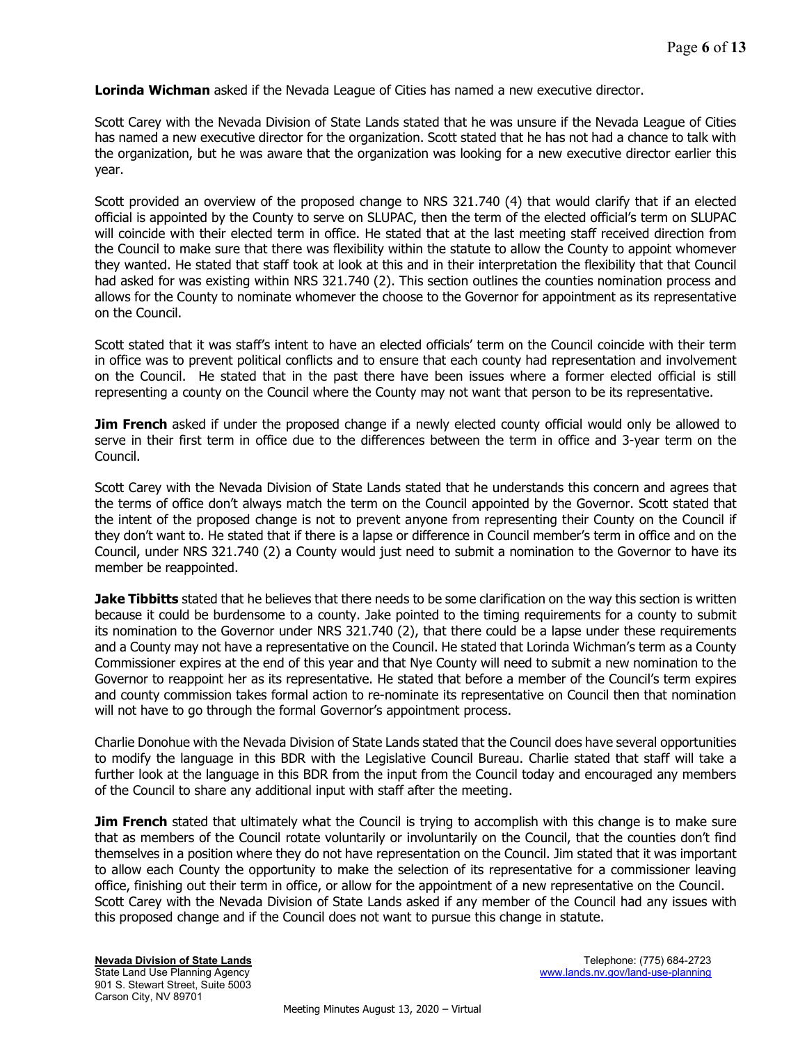**Lorinda Wichman** asked if the Nevada League of Cities has named a new executive director.

Scott Carey with the Nevada Division of State Lands stated that he was unsure if the Nevada League of Cities has named a new executive director for the organization. Scott stated that he has not had a chance to talk with the organization, but he was aware that the organization was looking for a new executive director earlier this year.

Scott provided an overview of the proposed change to NRS 321.740 (4) that would clarify that if an elected official is appointed by the County to serve on SLUPAC, then the term of the elected official's term on SLUPAC will coincide with their elected term in office. He stated that at the last meeting staff received direction from the Council to make sure that there was flexibility within the statute to allow the County to appoint whomever they wanted. He stated that staff took at look at this and in their interpretation the flexibility that that Council had asked for was existing within NRS 321.740 (2). This section outlines the counties nomination process and allows for the County to nominate whomever the choose to the Governor for appointment as its representative on the Council.

Scott stated that it was staff's intent to have an elected officials' term on the Council coincide with their term in office was to prevent political conflicts and to ensure that each county had representation and involvement on the Council. He stated that in the past there have been issues where a former elected official is still representing a county on the Council where the County may not want that person to be its representative.

**Jim French** asked if under the proposed change if a newly elected county official would only be allowed to serve in their first term in office due to the differences between the term in office and 3-year term on the Council.

Scott Carey with the Nevada Division of State Lands stated that he understands this concern and agrees that the terms of office don't always match the term on the Council appointed by the Governor. Scott stated that the intent of the proposed change is not to prevent anyone from representing their County on the Council if they don't want to. He stated that if there is a lapse or difference in Council member's term in office and on the Council, under NRS 321.740 (2) a County would just need to submit a nomination to the Governor to have its member be reappointed.

**Jake Tibbitts** stated that he believes that there needs to be some clarification on the way this section is written because it could be burdensome to a county. Jake pointed to the timing requirements for a county to submit its nomination to the Governor under NRS 321.740 (2), that there could be a lapse under these requirements and a County may not have a representative on the Council. He stated that Lorinda Wichman's term as a County Commissioner expires at the end of this year and that Nye County will need to submit a new nomination to the Governor to reappoint her as its representative. He stated that before a member of the Council's term expires and county commission takes formal action to re-nominate its representative on Council then that nomination will not have to go through the formal Governor's appointment process.

Charlie Donohue with the Nevada Division of State Lands stated that the Council does have several opportunities to modify the language in this BDR with the Legislative Council Bureau. Charlie stated that staff will take a further look at the language in this BDR from the input from the Council today and encouraged any members of the Council to share any additional input with staff after the meeting.

**Jim French** stated that ultimately what the Council is trying to accomplish with this change is to make sure that as members of the Council rotate voluntarily or involuntarily on the Council, that the counties don't find themselves in a position where they do not have representation on the Council. Jim stated that it was important to allow each County the opportunity to make the selection of its representative for a commissioner leaving office, finishing out their term in office, or allow for the appointment of a new representative on the Council. Scott Carey with the Nevada Division of State Lands asked if any member of the Council had any issues with this proposed change and if the Council does not want to pursue this change in statute.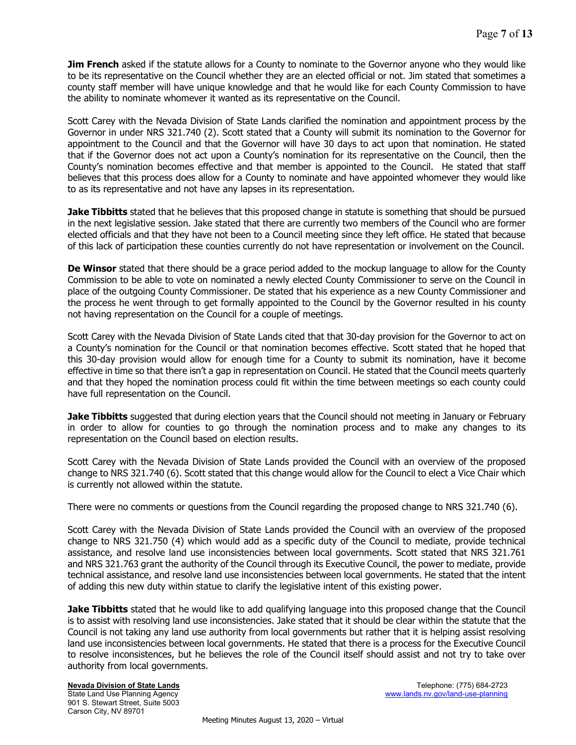**Jim French** asked if the statute allows for a County to nominate to the Governor anyone who they would like to be its representative on the Council whether they are an elected official or not. Jim stated that sometimes a county staff member will have unique knowledge and that he would like for each County Commission to have the ability to nominate whomever it wanted as its representative on the Council.

Scott Carey with the Nevada Division of State Lands clarified the nomination and appointment process by the Governor in under NRS 321.740 (2). Scott stated that a County will submit its nomination to the Governor for appointment to the Council and that the Governor will have 30 days to act upon that nomination. He stated that if the Governor does not act upon a County's nomination for its representative on the Council, then the County's nomination becomes effective and that member is appointed to the Council. He stated that staff believes that this process does allow for a County to nominate and have appointed whomever they would like to as its representative and not have any lapses in its representation.

**Jake Tibbitts** stated that he believes that this proposed change in statute is something that should be pursued in the next legislative session. Jake stated that there are currently two members of the Council who are former elected officials and that they have not been to a Council meeting since they left office. He stated that because of this lack of participation these counties currently do not have representation or involvement on the Council.

**De Winsor** stated that there should be a grace period added to the mockup language to allow for the County Commission to be able to vote on nominated a newly elected County Commissioner to serve on the Council in place of the outgoing County Commissioner. De stated that his experience as a new County Commissioner and the process he went through to get formally appointed to the Council by the Governor resulted in his county not having representation on the Council for a couple of meetings.

Scott Carey with the Nevada Division of State Lands cited that that 30-day provision for the Governor to act on a County's nomination for the Council or that nomination becomes effective. Scott stated that he hoped that this 30-day provision would allow for enough time for a County to submit its nomination, have it become effective in time so that there isn't a gap in representation on Council. He stated that the Council meets quarterly and that they hoped the nomination process could fit within the time between meetings so each county could have full representation on the Council.

**Jake Tibbitts** suggested that during election years that the Council should not meeting in January or February in order to allow for counties to go through the nomination process and to make any changes to its representation on the Council based on election results.

Scott Carey with the Nevada Division of State Lands provided the Council with an overview of the proposed change to NRS 321.740 (6). Scott stated that this change would allow for the Council to elect a Vice Chair which is currently not allowed within the statute.

There were no comments or questions from the Council regarding the proposed change to NRS 321.740 (6).

Scott Carey with the Nevada Division of State Lands provided the Council with an overview of the proposed change to NRS 321.750 (4) which would add as a specific duty of the Council to mediate, provide technical assistance, and resolve land use inconsistencies between local governments. Scott stated that NRS 321.761 and NRS 321.763 grant the authority of the Council through its Executive Council, the power to mediate, provide technical assistance, and resolve land use inconsistencies between local governments. He stated that the intent of adding this new duty within statue to clarify the legislative intent of this existing power.

**Jake Tibbitts** stated that he would like to add qualifying language into this proposed change that the Council is to assist with resolving land use inconsistencies. Jake stated that it should be clear within the statute that the Council is not taking any land use authority from local governments but rather that it is helping assist resolving land use inconsistencies between local governments. He stated that there is a process for the Executive Council to resolve inconsistences, but he believes the role of the Council itself should assist and not try to take over authority from local governments.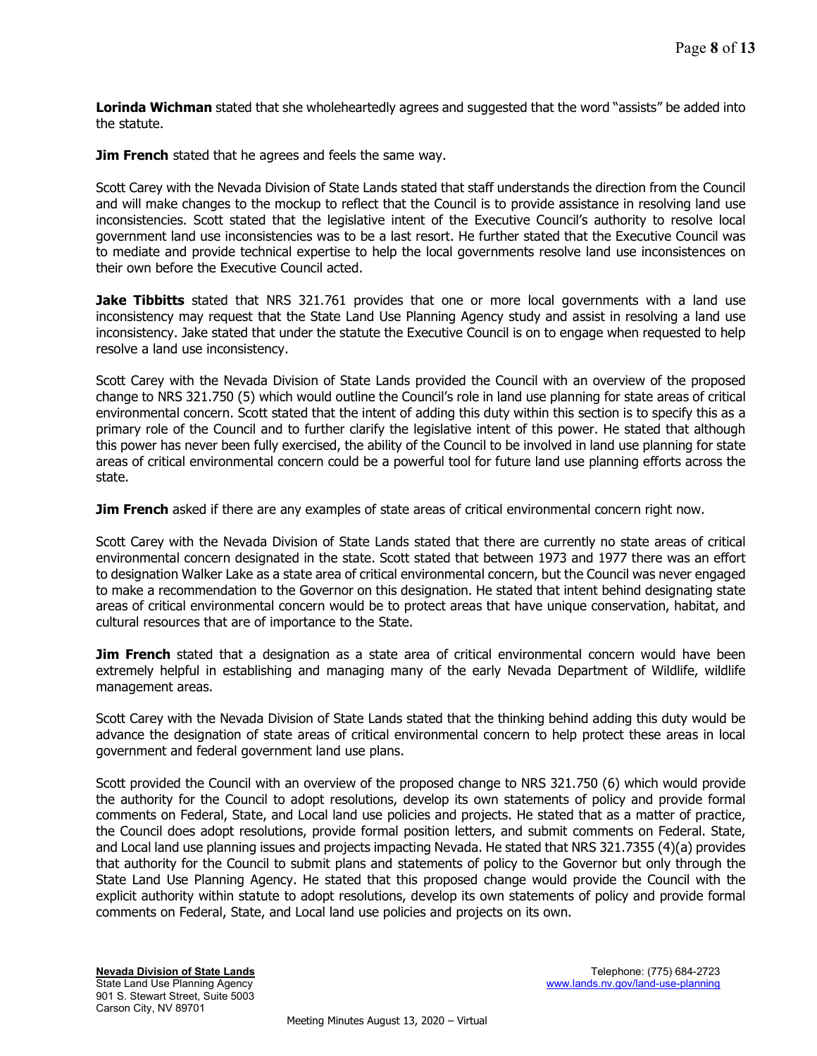**Lorinda Wichman** stated that she wholeheartedly agrees and suggested that the word "assists" be added into the statute.

**Jim French** stated that he agrees and feels the same way.

Scott Carey with the Nevada Division of State Lands stated that staff understands the direction from the Council and will make changes to the mockup to reflect that the Council is to provide assistance in resolving land use inconsistencies. Scott stated that the legislative intent of the Executive Council's authority to resolve local government land use inconsistencies was to be a last resort. He further stated that the Executive Council was to mediate and provide technical expertise to help the local governments resolve land use inconsistences on their own before the Executive Council acted.

**Jake Tibbitts** stated that NRS 321.761 provides that one or more local governments with a land use inconsistency may request that the State Land Use Planning Agency study and assist in resolving a land use inconsistency. Jake stated that under the statute the Executive Council is on to engage when requested to help resolve a land use inconsistency.

Scott Carey with the Nevada Division of State Lands provided the Council with an overview of the proposed change to NRS 321.750 (5) which would outline the Council's role in land use planning for state areas of critical environmental concern. Scott stated that the intent of adding this duty within this section is to specify this as a primary role of the Council and to further clarify the legislative intent of this power. He stated that although this power has never been fully exercised, the ability of the Council to be involved in land use planning for state areas of critical environmental concern could be a powerful tool for future land use planning efforts across the state.

**Jim French** asked if there are any examples of state areas of critical environmental concern right now.

Scott Carey with the Nevada Division of State Lands stated that there are currently no state areas of critical environmental concern designated in the state. Scott stated that between 1973 and 1977 there was an effort to designation Walker Lake as a state area of critical environmental concern, but the Council was never engaged to make a recommendation to the Governor on this designation. He stated that intent behind designating state areas of critical environmental concern would be to protect areas that have unique conservation, habitat, and cultural resources that are of importance to the State.

**Jim French** stated that a designation as a state area of critical environmental concern would have been extremely helpful in establishing and managing many of the early Nevada Department of Wildlife, wildlife management areas.

Scott Carey with the Nevada Division of State Lands stated that the thinking behind adding this duty would be advance the designation of state areas of critical environmental concern to help protect these areas in local government and federal government land use plans.

Scott provided the Council with an overview of the proposed change to NRS 321.750 (6) which would provide the authority for the Council to adopt resolutions, develop its own statements of policy and provide formal comments on Federal, State, and Local land use policies and projects. He stated that as a matter of practice, the Council does adopt resolutions, provide formal position letters, and submit comments on Federal. State, and Local land use planning issues and projects impacting Nevada. He stated that NRS 321.7355 (4)(a) provides that authority for the Council to submit plans and statements of policy to the Governor but only through the State Land Use Planning Agency. He stated that this proposed change would provide the Council with the explicit authority within statute to adopt resolutions, develop its own statements of policy and provide formal comments on Federal, State, and Local land use policies and projects on its own.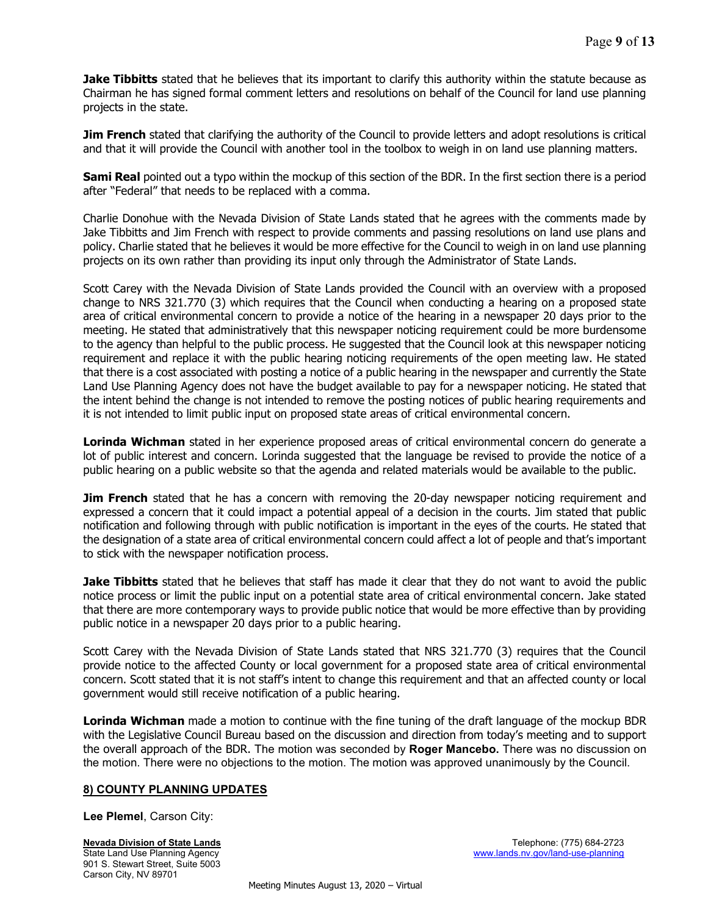**Jake Tibbitts** stated that he believes that its important to clarify this authority within the statute because as Chairman he has signed formal comment letters and resolutions on behalf of the Council for land use planning projects in the state.

**Jim French** stated that clarifying the authority of the Council to provide letters and adopt resolutions is critical and that it will provide the Council with another tool in the toolbox to weigh in on land use planning matters.

**Sami Real** pointed out a typo within the mockup of this section of the BDR. In the first section there is a period after "Federal" that needs to be replaced with a comma.

Charlie Donohue with the Nevada Division of State Lands stated that he agrees with the comments made by Jake Tibbitts and Jim French with respect to provide comments and passing resolutions on land use plans and policy. Charlie stated that he believes it would be more effective for the Council to weigh in on land use planning projects on its own rather than providing its input only through the Administrator of State Lands.

Scott Carey with the Nevada Division of State Lands provided the Council with an overview with a proposed change to NRS 321.770 (3) which requires that the Council when conducting a hearing on a proposed state area of critical environmental concern to provide a notice of the hearing in a newspaper 20 days prior to the meeting. He stated that administratively that this newspaper noticing requirement could be more burdensome to the agency than helpful to the public process. He suggested that the Council look at this newspaper noticing requirement and replace it with the public hearing noticing requirements of the open meeting law. He stated that there is a cost associated with posting a notice of a public hearing in the newspaper and currently the State Land Use Planning Agency does not have the budget available to pay for a newspaper noticing. He stated that the intent behind the change is not intended to remove the posting notices of public hearing requirements and it is not intended to limit public input on proposed state areas of critical environmental concern.

**Lorinda Wichman** stated in her experience proposed areas of critical environmental concern do generate a lot of public interest and concern. Lorinda suggested that the language be revised to provide the notice of a public hearing on a public website so that the agenda and related materials would be available to the public.

**Jim French** stated that he has a concern with removing the 20-day newspaper noticing requirement and expressed a concern that it could impact a potential appeal of a decision in the courts. Jim stated that public notification and following through with public notification is important in the eyes of the courts. He stated that the designation of a state area of critical environmental concern could affect a lot of people and that's important to stick with the newspaper notification process.

**Jake Tibbitts** stated that he believes that staff has made it clear that they do not want to avoid the public notice process or limit the public input on a potential state area of critical environmental concern. Jake stated that there are more contemporary ways to provide public notice that would be more effective than by providing public notice in a newspaper 20 days prior to a public hearing.

Scott Carey with the Nevada Division of State Lands stated that NRS 321.770 (3) requires that the Council provide notice to the affected County or local government for a proposed state area of critical environmental concern. Scott stated that it is not staff's intent to change this requirement and that an affected county or local government would still receive notification of a public hearing.

**Lorinda Wichman** made a motion to continue with the fine tuning of the draft language of the mockup BDR with the Legislative Council Bureau based on the discussion and direction from today's meeting and to support the overall approach of the BDR. The motion was seconded by **Roger Mancebo.** There was no discussion on the motion. There were no objections to the motion. The motion was approved unanimously by the Council.

## 8) COUNTY PLANNING UPDATES

**Lee Plemel**, Carson City: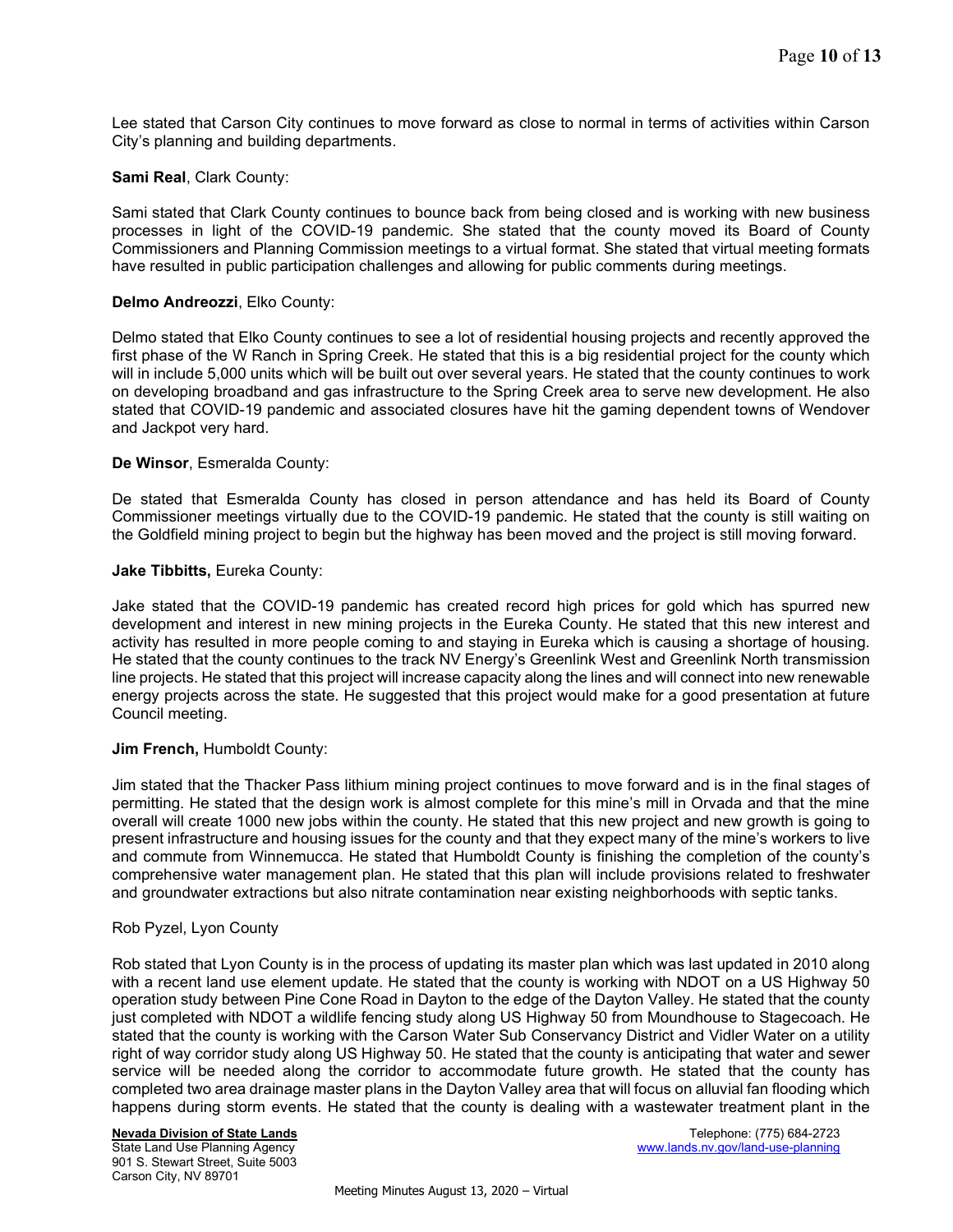Lee stated that Carson City continues to move forward as close to normal in terms of activities within Carson City's planning and building departments.

**Sami Real**, Clark County:

Sami stated that Clark County continues to bounce back from being closed and is working with new business processes in light of the COVID-19 pandemic. She stated that the county moved its Board of County Commissioners and Planning Commission meetings to a virtual format. She stated that virtual meeting formats have resulted in public participation challenges and allowing for public comments during meetings.

**Delmo Andreozzi**, Elko County:

Delmo stated that Elko County continues to see a lot of residential housing projects and recently approved the first phase of the W Ranch in Spring Creek. He stated that this is a big residential project for the county which will in include 5,000 units which will be built out over several years. He stated that the county continues to work on developing broadband and gas infrastructure to the Spring Creek area to serve new development. He also stated that COVID-19 pandemic and associated closures have hit the gaming dependent towns of Wendover and Jackpot very hard.

**De Winsor**, Esmeralda County:

De stated that Esmeralda County has closed in person attendance and has held its Board of County Commissioner meetings virtually due to the COVID-19 pandemic. He stated that the county is still waiting on the Goldfield mining project to begin but the highway has been moved and the project is still moving forward.

**Jake Tibbitts,** Eureka County:

Jake stated that the COVID-19 pandemic has created record high prices for gold which has spurred new development and interest in new mining projects in the Eureka County. He stated that this new interest and activity has resulted in more people coming to and staying in Eureka which is causing a shortage of housing. He stated that the county continues to the track NV Energy's Greenlink West and Greenlink North transmission line projects. He stated that this project will increase capacity along the lines and will connect into new renewable energy projects across the state. He suggested that this project would make for a good presentation at future Council meeting.

**Jim French,** Humboldt County:

Jim stated that the Thacker Pass lithium mining project continues to move forward and is in the final stages of permitting. He stated that the design work is almost complete for this mine's mill in Orvada and that the mine overall will create 1000 new jobs within the county. He stated that this new project and new growth is going to present infrastructure and housing issues for the county and that they expect many of the mine's workers to live and commute from Winnemucca. He stated that Humboldt County is finishing the completion of the county's comprehensive water management plan. He stated that this plan will include provisions related to freshwater and groundwater extractions but also nitrate contamination near existing neighborhoods with septic tanks.

Rob Pyzel, Lyon County

Rob stated that Lyon County is in the process of updating its master plan which was last updated in 2010 along with a recent land use element update. He stated that the county is working with NDOT on a US Highway 50 operation study between Pine Cone Road in Dayton to the edge of the Dayton Valley. He stated that the county just completed with NDOT a wildlife fencing study along US Highway 50 from Moundhouse to Stagecoach. He stated that the county is working with the Carson Water Sub Conservancy District and Vidler Water on a utility right of way corridor study along US Highway 50. He stated that the county is anticipating that water and sewer service will be needed along the corridor to accommodate future growth. He stated that the county has completed two area drainage master plans in the Dayton Valley area that will focus on alluvial fan flooding which happens during storm events. He stated that the county is dealing with a wastewater treatment plant in the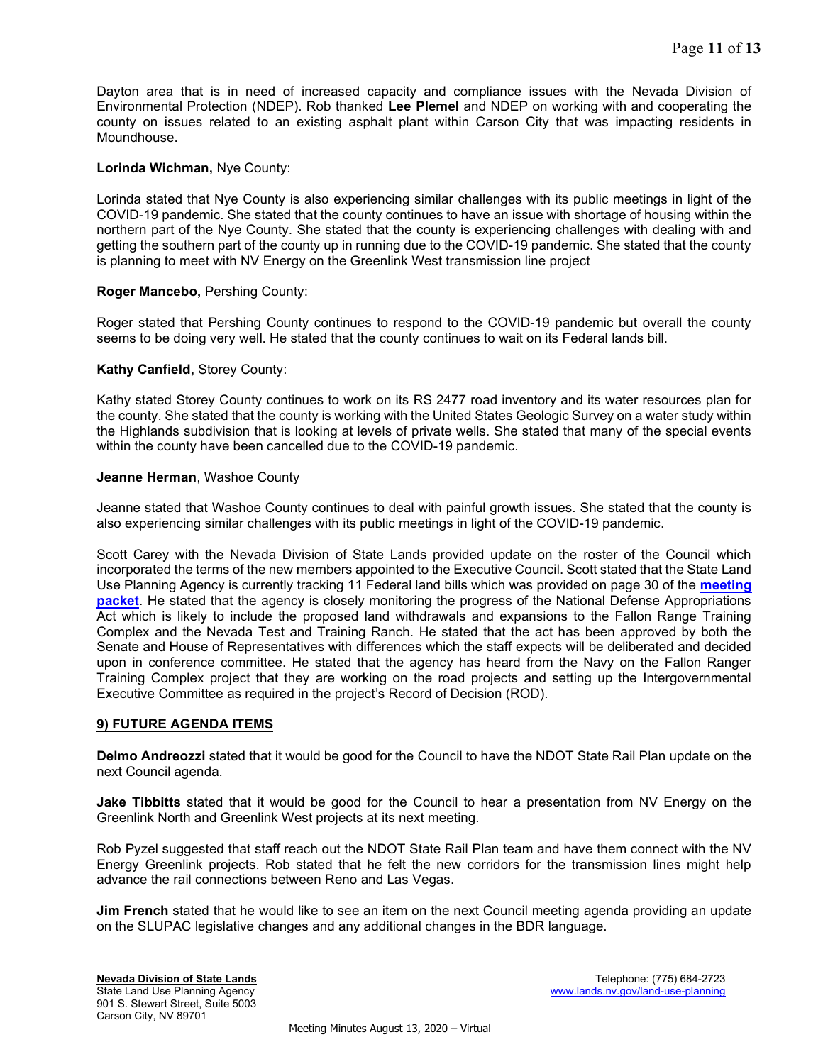Dayton area that is in need of increased capacity and compliance issues with the Nevada Division of Environmental Protection (NDEP). Rob thanked **Lee Plemel** and NDEP on working with and cooperating the county on issues related to an existing asphalt plant within Carson City that was impacting residents in Moundhouse.

**Lorinda Wichman,** Nye County:

Lorinda stated that Nye County is also experiencing similar challenges with its public meetings in light of the COVID-19 pandemic. She stated that the county continues to have an issue with shortage of housing within the northern part of the Nye County. She stated that the county is experiencing challenges with dealing with and getting the southern part of the county up in running due to the COVID-19 pandemic. She stated that the county is planning to meet with NV Energy on the Greenlink West transmission line project

**Roger Mancebo,** Pershing County:

Roger stated that Pershing County continues to respond to the COVID-19 pandemic but overall the county seems to be doing very well. He stated that the county continues to wait on its Federal lands bill.

**Kathy Canfield,** Storey County:

Kathy stated Storey County continues to work on its RS 2477 road inventory and its water resources plan for the county. She stated that the county is working with the United States Geologic Survey on a water study within the Highlands subdivision that is looking at levels of private wells. She stated that many of the special events within the county have been cancelled due to the COVID-19 pandemic.

**Jeanne Herman**, Washoe County

Jeanne stated that Washoe County continues to deal with painful growth issues. She stated that the county is also experiencing similar challenges with its public meetings in light of the COVID-19 pandemic.

Scott Carey with the Nevada Division of State Lands provided update on the roster of the Council which incorporated the terms of the new members appointed to the Executive Council. Scott stated that the State Land Use Planning Agency is currently tracking 11 Federal land bills which was provided on page 30 of the **meeting packet**. He stated that the agency is closely monitoring the progress of the National Defense Appropriations Act which is likely to include the proposed land withdrawals and expansions to the Fallon Range Training Complex and the Nevada Test and Training Ranch. He stated that the act has been approved by both the Senate and House of Representatives with differences which the staff expects will be deliberated and decided upon in conference committee. He stated that the agency has heard from the Navy on the Fallon Ranger Training Complex project that they are working on the road projects and setting up the Intergovernmental Executive Committee as required in the project's Record of Decision (ROD).

## 9) FUTURE AGENDA ITEMS

**Delmo Andreozzi** stated that it would be good for the Council to have the NDOT State Rail Plan update on the next Council agenda.

**Jake Tibbitts** stated that it would be good for the Council to hear a presentation from NV Energy on the Greenlink North and Greenlink West projects at its next meeting.

Rob Pyzel suggested that staff reach out the NDOT State Rail Plan team and have them connect with the NV Energy Greenlink projects. Rob stated that he felt the new corridors for the transmission lines might help advance the rail connections between Reno and Las Vegas.

**Jim French** stated that he would like to see an item on the next Council meeting agenda providing an update on the SLUPAC legislative changes and any additional changes in the BDR language.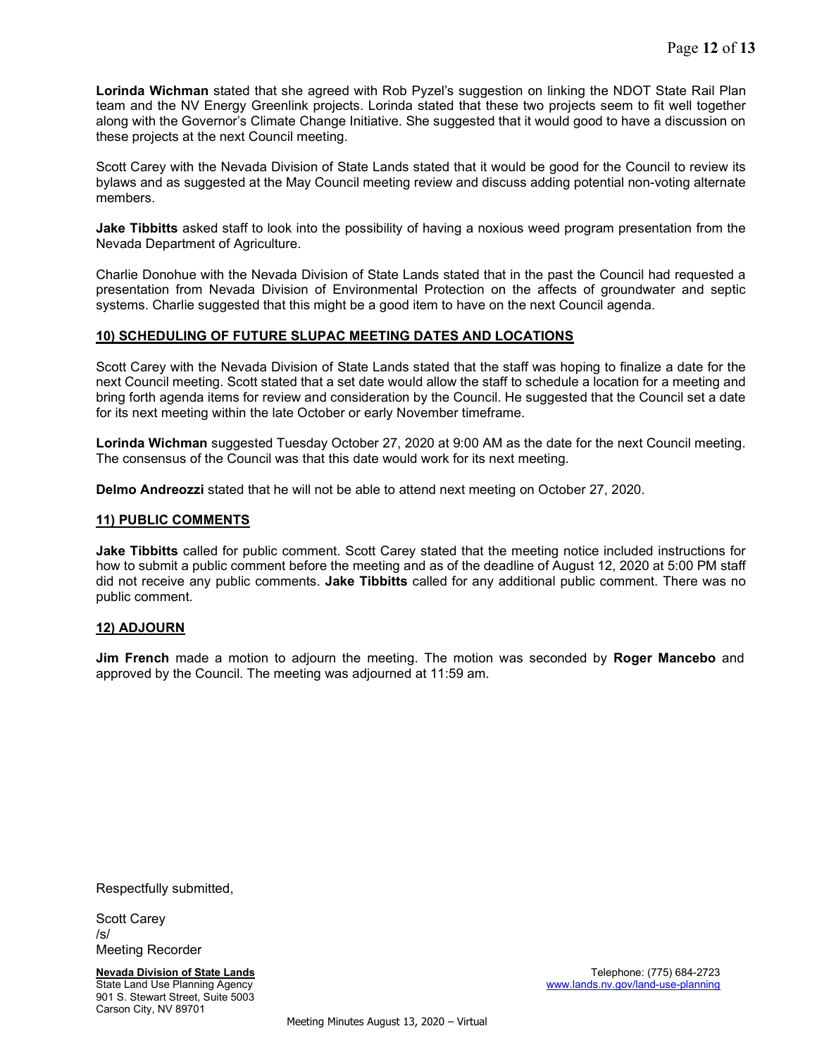**Lorinda Wichman** stated that she agreed with Rob Pyzel's suggestion on linking the NDOT State Rail Plan team and the NV Energy Greenlink projects. Lorinda stated that these two projects seem to fit well together along with the Governor's Climate Change Initiative. She suggested that it would good to have a discussion on these projects at the next Council meeting.

Scott Carey with the Nevada Division of State Lands stated that it would be good for the Council to review its bylaws and as suggested at the May Council meeting review and discuss adding potential non-voting alternate members.

**Jake Tibbitts** asked staff to look into the possibility of having a noxious weed program presentation from the Nevada Department of Agriculture.

Charlie Donohue with the Nevada Division of State Lands stated that in the past the Council had requested a presentation from Nevada Division of Environmental Protection on the affects of groundwater and septic systems. Charlie suggested that this might be a good item to have on the next Council agenda.

## 10) SCHEDULING OF FUTURE SLUPAC MEETING DATES AND LOCATIONS

Scott Carey with the Nevada Division of State Lands stated that the staff was hoping to finalize a date for the next Council meeting. Scott stated that a set date would allow the staff to schedule a location for a meeting and bring forth agenda items for review and consideration by the Council. He suggested that the Council set a date for its next meeting within the late October or early November timeframe.

**Lorinda Wichman** suggested Tuesday October 27, 2020 at 9:00 AM as the date for the next Council meeting. The consensus of the Council was that this date would work for its next meeting.

**Delmo Andreozzi** stated that he will not be able to attend next meeting on October 27, 2020.

## 11) PUBLIC COMMENTS

**Jake Tibbitts** called for public comment. Scott Carey stated that the meeting notice included instructions for how to submit a public comment before the meeting and as of the deadline of August 12, 2020 at 5:00 PM staff did not receive any public comments. **Jake Tibbitts** called for any additional public comment. There was no public comment.

## 12) ADJOURN

**Jim French** made a motion to adjourn the meeting. The motion was seconded by **Roger Mancebo** and approved by the Council. The meeting was adjourned at 11:59 am.

Respectfully submitted,

Scott Carey
/s/
Meeting Recorder

**Nevada Division of State Lands**
State Land Use Planning Agency
901 S. Stewart Street, Suite 5003
Carson City, NV 89701

Telephone: (775) 684-2723
www.lands.nv.gov/land-use-planning

Meeting Minutes August 13, 2020 – Virtual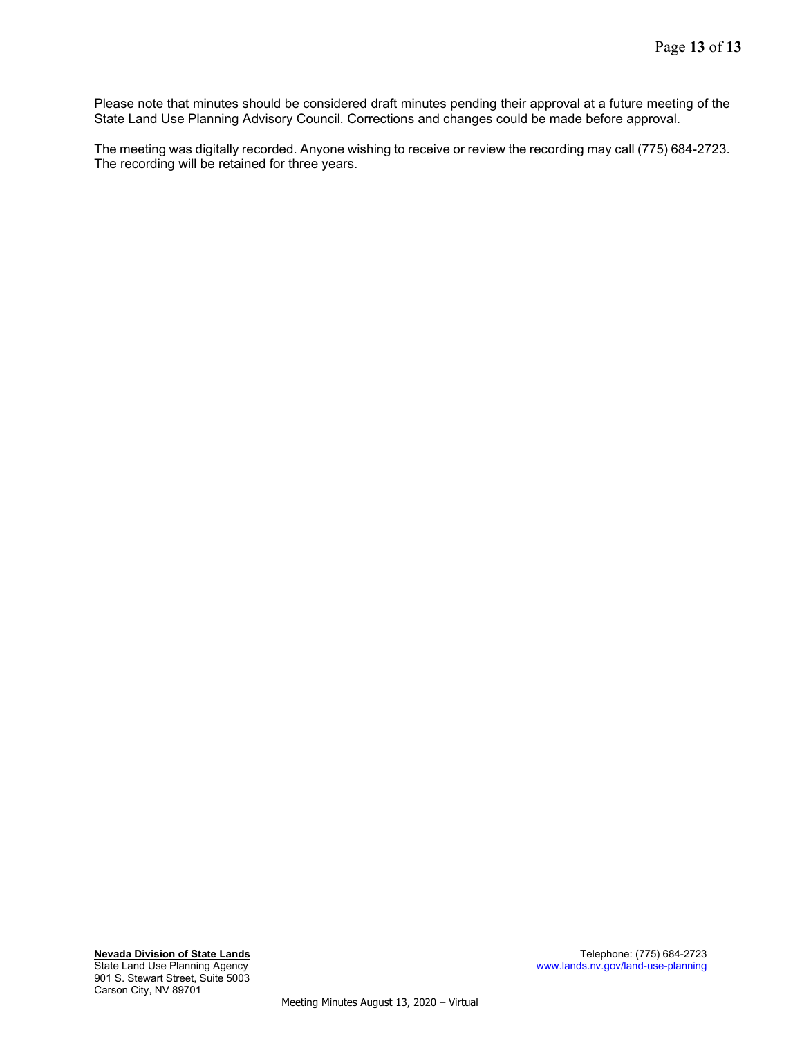Please note that minutes should be considered draft minutes pending their approval at a future meeting of the State Land Use Planning Advisory Council. Corrections and changes could be made before approval.

The meeting was digitally recorded. Anyone wishing to receive or review the recording may call (775) 684-2723. The recording will be retained for three years.